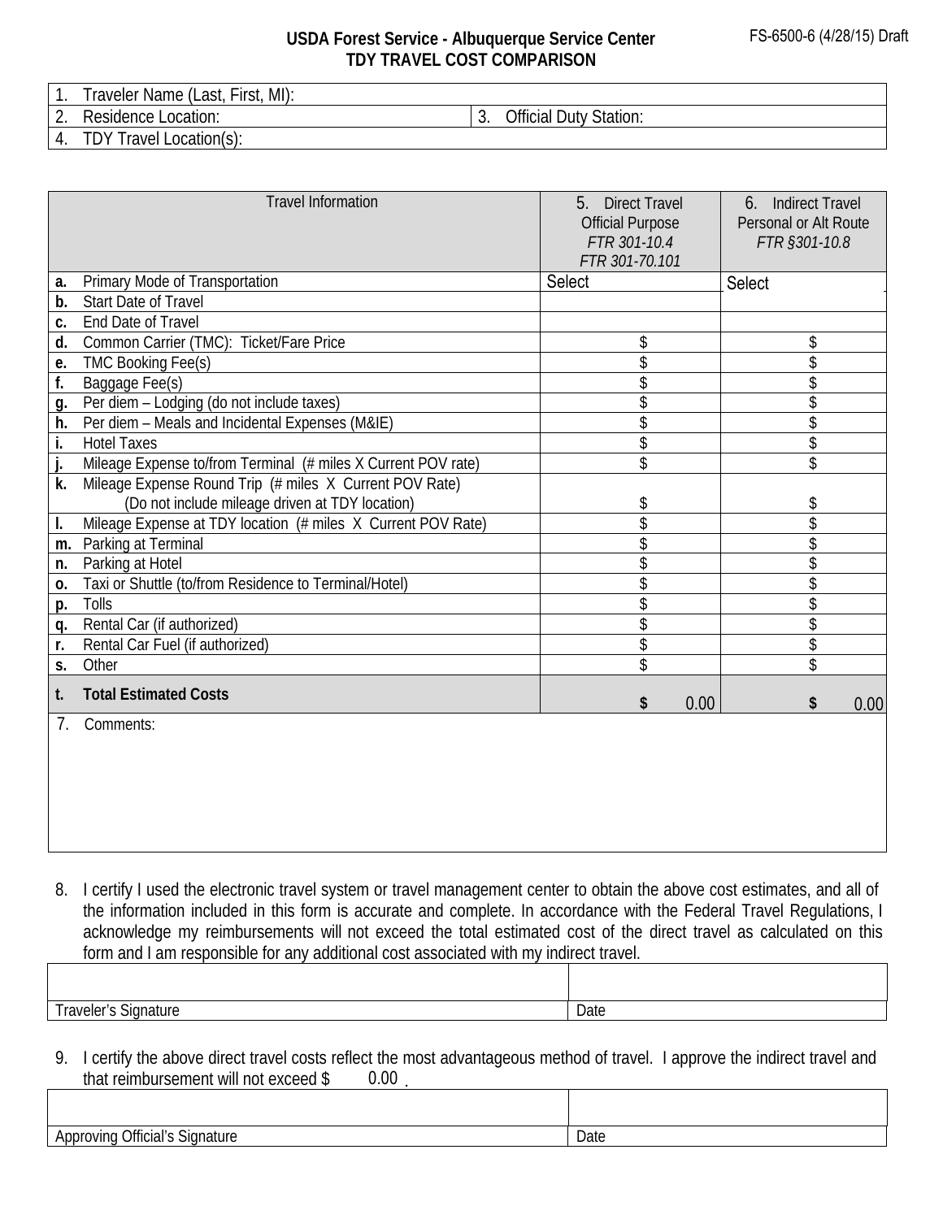FS-6500-6 (4/28/15) Draft

# USDA Forest Service - Albuquerque Service Center
## TDY TRAVEL COST COMPARISON

| 1. Traveler Name (Last, First, MI): | |
|---|---|
| 2. Residence Location: | 3. Official Duty Station: |
| 4. TDY Travel Location(s): | |

| Travel Information | 5. Direct Travel Official Purpose *FTR 301-10.4* *FTR 301-70.101* | 6. Indirect Travel Personal or Alt Route *FTR §301-10.8* |
|---|---|---|
| **a.** Primary Mode of Transportation | Select | Select |
| **b.** Start Date of Travel | | |
| **c.** End Date of Travel | | |
| **d.** Common Carrier (TMC): Ticket/Fare Price | $ | $ |
| **e.** TMC Booking Fee(s) | $ | $ |
| **f.** Baggage Fee(s) | $ | $ |
| **g.** Per diem – Lodging (do not include taxes) | $ | $ |
| **h.** Per diem – Meals and Incidental Expenses (M&IE) | $ | $ |
| **i.** Hotel Taxes | $ | $ |
| **j.** Mileage Expense to/from Terminal (# miles X Current POV rate) | $ | $ |
| **k.** Mileage Expense Round Trip (# miles X Current POV Rate) (Do not include mileage driven at TDY location) | $ | $ |
| **l.** Mileage Expense at TDY location (# miles X Current POV Rate) | $ | $ |
| **m.** Parking at Terminal | $ | $ |
| **n.** Parking at Hotel | $ | $ |
| **o.** Taxi or Shuttle (to/from Residence to Terminal/Hotel) | $ | $ |
| **p.** Tolls | $ | $ |
| **q.** Rental Car (if authorized) | $ | $ |
| **r.** Rental Car Fuel (if authorized) | $ | $ |
| **s.** Other | $ | $ |
| **t. Total Estimated Costs** | **$** 0.00 | **$** 0.00 |

7. Comments:

8. I certify I used the electronic travel system or travel management center to obtain the above cost estimates, and all of the information included in this form is accurate and complete. In accordance with the Federal Travel Regulations, I acknowledge my reimbursements will not exceed the total estimated cost of the direct travel as calculated on this form and I am responsible for any additional cost associated with my indirect travel.

| | |
|---|---|
| Traveler's Signature | Date |

9. I certify the above direct travel costs reflect the most advantageous method of travel. I approve the indirect travel and that reimbursement will not exceed $ 0.00 .

| | |
|---|---|
| Approving Official's Signature | Date |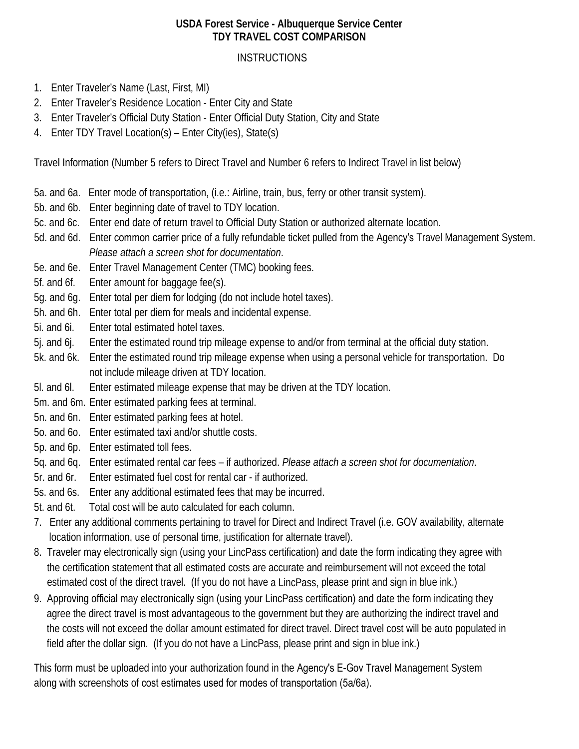**USDA Forest Service - Albuquerque Service Center**
**TDY TRAVEL COST COMPARISON**

INSTRUCTIONS

1. Enter Traveler's Name (Last, First, MI)
2. Enter Traveler's Residence Location - Enter City and State
3. Enter Traveler's Official Duty Station - Enter Official Duty Station, City and State
4. Enter TDY Travel Location(s) – Enter City(ies), State(s)

Travel Information (Number 5 refers to Direct Travel and Number 6 refers to Indirect Travel in list below)

5a. and 6a. Enter mode of transportation, (i.e.: Airline, train, bus, ferry or other transit system).
5b. and 6b. Enter beginning date of travel to TDY location.
5c. and 6c. Enter end date of return travel to Official Duty Station or authorized alternate location.
5d. and 6d. Enter common carrier price of a fully refundable ticket pulled from the Agency's Travel Management System. *Please attach a screen shot for documentation*.
5e. and 6e. Enter Travel Management Center (TMC) booking fees.
5f. and 6f. Enter amount for baggage fee(s).
5g. and 6g. Enter total per diem for lodging (do not include hotel taxes).
5h. and 6h. Enter total per diem for meals and incidental expense.
5i. and 6i. Enter total estimated hotel taxes.
5j. and 6j. Enter the estimated round trip mileage expense to and/or from terminal at the official duty station.
5k. and 6k. Enter the estimated round trip mileage expense when using a personal vehicle for transportation. Do not include mileage driven at TDY location.
5l. and 6l. Enter estimated mileage expense that may be driven at the TDY location.
5m. and 6m. Enter estimated parking fees at terminal.
5n. and 6n. Enter estimated parking fees at hotel.
5o. and 6o. Enter estimated taxi and/or shuttle costs.
5p. and 6p. Enter estimated toll fees.
5q. and 6q. Enter estimated rental car fees – if authorized. *Please attach a screen shot for documentation*.
5r. and 6r. Enter estimated fuel cost for rental car - if authorized.
5s. and 6s. Enter any additional estimated fees that may be incurred.
5t. and 6t. Total cost will be auto calculated for each column.

7. Enter any additional comments pertaining to travel for Direct and Indirect Travel (i.e. GOV availability, alternate location information, use of personal time, justification for alternate travel).
8. Traveler may electronically sign (using your LincPass certification) and date the form indicating they agree with the certification statement that all estimated costs are accurate and reimbursement will not exceed the total estimated cost of the direct travel. (If you do not have a LincPass, please print and sign in blue ink.)
9. Approving official may electronically sign (using your LincPass certification) and date the form indicating they agree the direct travel is most advantageous to the government but they are authorizing the indirect travel and the costs will not exceed the dollar amount estimated for direct travel. Direct travel cost will be auto populated in field after the dollar sign. (If you do not have a LincPass, please print and sign in blue ink.)

This form must be uploaded into your authorization found in the Agency's E-Gov Travel Management System along with screenshots of cost estimates used for modes of transportation (5a/6a).